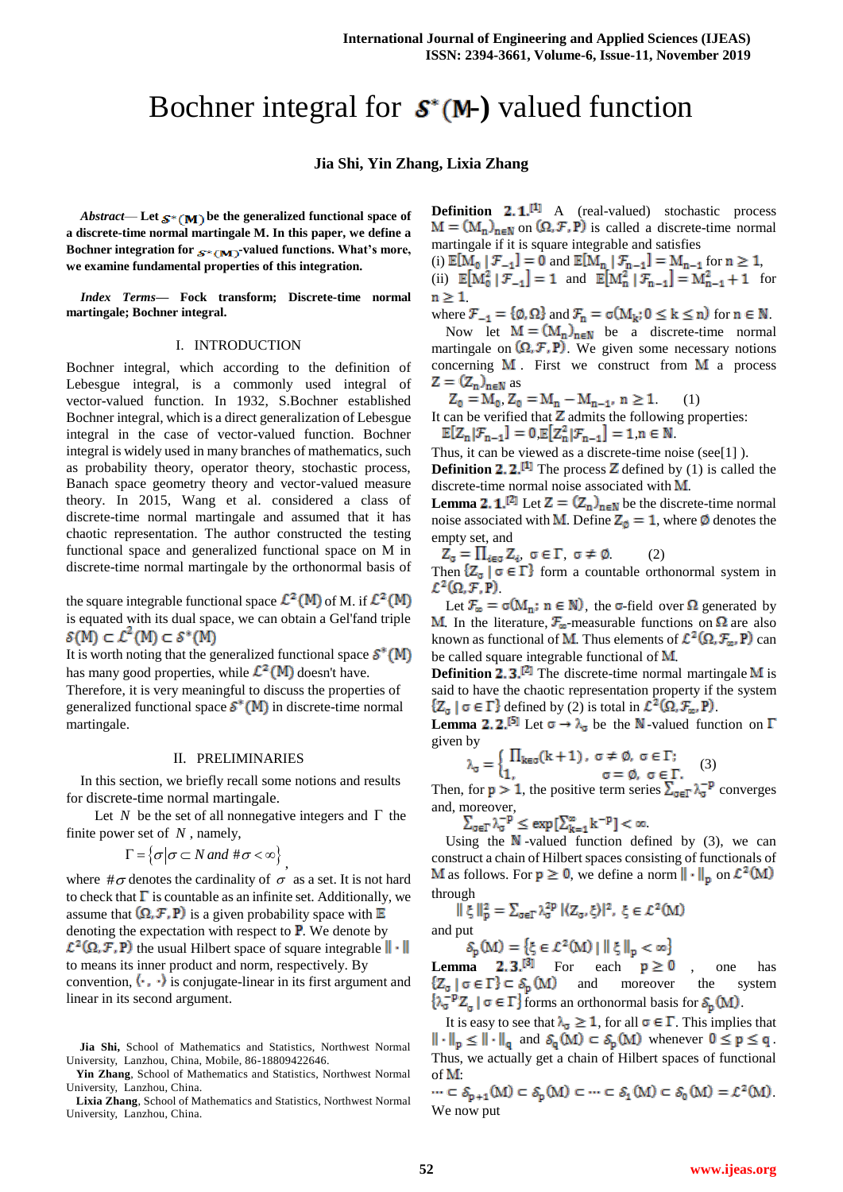# Bochner integral for $\mathcal{S}^*(M)$ valued function

**Jia Shi, Yin Zhang, Lixia Zhang**

***Abstract*— Let $\mathcal{S}^*(M)$ be the generalized functional space of a discrete-time normal martingale M. In this paper, we define a Bochner integration for $\mathcal{S}^*(M)$-valued functions. What's more, we examine fundamental properties of this integration.**

***Index Terms*— Fock transform; Discrete-time normal martingale; Bochner integral.**

## I. INTRODUCTION

Bochner integral, which according to the definition of Lebesgue integral, is a commonly used integral of vector-valued function. In 1932, S.Bochner established Bochner integral, which is a direct generalization of Lebesgue integral in the case of vector-valued function. Bochner integral is widely used in many branches of mathematics, such as probability theory, operator theory, stochastic process, Banach space geometry theory and vector-valued measure theory. In 2015, Wang et al. considered a class of discrete-time normal martingale and assumed that it has chaotic representation. The author constructed the testing functional space and generalized functional space on M in discrete-time normal martingale by the orthonormal basis of the square integrable functional space $\mathcal{L}^2(M)$ of M. if $\mathcal{L}^2(M)$ is equated with its dual space, we can obtain a Gel'fand triple

$\mathcal{S}(M) \subset \mathcal{L}^2(M) \subset \mathcal{S}^*(M)$

It is worth noting that the generalized functional space $\mathcal{S}^*(M)$ has many good properties, while $\mathcal{L}^2(M)$ doesn't have. Therefore, it is very meaningful to discuss the properties of generalized functional space $\mathcal{S}^*(M)$ in discrete-time normal martingale.

## II. PRELIMINARIES

In this section, we briefly recall some notions and results for discrete-time normal martingale.

Let $N$ be the set of all nonnegative integers and $\Gamma$ the finite power set of $N$, namely,

$$\Gamma = \{\sigma \mid \sigma \subset N \text{ and } \#\sigma < \infty\},$$

where $\#\sigma$ denotes the cardinality of $\sigma$ as a set. It is not hard to check that $\Gamma$ is countable as an infinite set. Additionally, we assume that $(\Omega, \mathcal{F}, \mathbb{P})$ is a given probability space with $\mathbb{E}$ denoting the expectation with respect to $\mathbb{P}$. We denote by $\mathcal{L}^2(\Omega, \mathcal{F}, \mathbb{P})$ the usual Hilbert space of square integrable $\|\cdot\|$ to means its inner product and norm, respectively. By convention, $\langle\cdot,\cdot\rangle$ is conjugate-linear in its first argument and linear in its second argument.

**Definition 2.1.**[1] A (real-valued) stochastic process $M = (M_n)_{n\in\mathbb{N}}$ on $(\Omega, \mathcal{F}, \mathbb{P})$ is called a discrete-time normal martingale if it is square integrable and satisfies

(i) $\mathbb{E}[M_0 \mid \mathcal{F}_{-1}] = 0$ and $\mathbb{E}[M_n \mid \mathcal{F}_{n-1}] = M_{n-1}$ for $n \geq 1$,

(ii) $\mathbb{E}[M_0^2 \mid \mathcal{F}_{-1}] = 1$ and $\mathbb{E}[M_n^2 \mid \mathcal{F}_{n-1}] = M_{n-1}^2 + 1$ for $n \geq 1$.

where $\mathcal{F}_{-1} = \{\emptyset, \Omega\}$ and $\mathcal{F}_n = \sigma(M_k; 0 \leq k \leq n)$ for $n \in \mathbb{N}$.

Now let $M = (M_n)_{n\in\mathbb{N}}$ be a discrete-time normal martingale on $(\Omega, \mathcal{F}, \mathbb{P})$. We given some necessary notions concerning $M$. First we construct from $M$ a process $Z = (Z_n)_{n\in\mathbb{N}}$ as

$$Z_0 = M_0, Z_0 = M_n - M_{n-1}, \ n \geq 1. \qquad (1)$$

It can be verified that $Z$ admits the following properties:

$$\mathbb{E}[Z_n|\mathcal{F}_{n-1}] = 0, \mathbb{E}[Z_n^2|\mathcal{F}_{n-1}] = 1, n \in \mathbb{N}.$$

Thus, it can be viewed as a discrete-time normal noise (see[1] ).

**Definition 2.2.**[1] The process $Z$ defined by (1) is called the discrete-time normal noise associated with $M$.

**Lemma 2.1.**[2] Let $Z = (Z_n)_{n\in\mathbb{N}}$ be the discrete-time normal noise associated with $M$. Define $Z_\emptyset = 1$, where $\emptyset$ denotes the empty set, and

$$Z_\sigma = \prod_{i\in\sigma} Z_i, \ \sigma \in \Gamma, \ \sigma \neq \emptyset. \qquad (2)$$

Then $\{Z_\sigma \mid \sigma \in \Gamma\}$ form a countable orthonormal system in $\mathcal{L}^2(\Omega, \mathcal{F}, \mathbb{P})$.

Let $\mathcal{F}_\infty = \sigma(M_n; n \in \mathbb{N})$, the $\sigma$-field over $\Omega$ generated by $M$. In the literature, $\mathcal{F}_\infty$-measurable functions on $\Omega$ are also known as functional of $M$. Thus elements of $\mathcal{L}^2(\Omega, \mathcal{F}_\infty, \mathbb{P})$ can be called square integrable functional of $M$.

**Definition 2.3.**[2] The discrete-time normal martingale $M$ is said to have the chaotic representation property if the system $\{Z_\sigma \mid \sigma \in \Gamma\}$ defined by (2) is total in $\mathcal{L}^2(\Omega, \mathcal{F}_\infty, \mathbb{P})$.

**Lemma 2.2.**[5] Let $\sigma \to \lambda_\sigma$ be the $\mathbb{N}$-valued function on $\Gamma$ given by

$$\lambda_\sigma = \begin{cases} \prod_{k\in\sigma}(k+1), & \sigma \neq \emptyset, \ \sigma \in \Gamma; \\ 1, & \sigma = \emptyset, \ \sigma \in \Gamma. \end{cases} \qquad (3)$$

Then, for $p > 1$, the positive term series $\sum_{\sigma\in\Gamma} \lambda_\sigma^{-p}$ converges and, moreover,

$$\sum_{\sigma\in\Gamma} \lambda_\sigma^{-p} \leq \exp\left[\sum_{k=1}^{\infty} k^{-p}\right] < \infty.$$

Using the $\mathbb{N}$-valued function defined by (3), we can construct a chain of Hilbert spaces consisting of functionals of $M$ as follows. For $p \geq 0$, we define a norm $\|\cdot\|_p$ on $\mathcal{L}^2(M)$ through

$$\|\xi\|_p^2 = \sum_{\sigma\in\Gamma} \lambda_\sigma^{2p} |\langle Z_\sigma, \xi\rangle|^2, \ \xi \in \mathcal{L}^2(M)$$

and put

$$\mathcal{S}_p(M) = \{\xi \in \mathcal{L}^2(M) \mid \|\xi\|_p < \infty\}$$

**Lemma 2.3.**[3] For each $p \geq 0$, one has $\{Z_\sigma \mid \sigma \in \Gamma\} \subset \mathcal{S}_p(M)$ and moreover the system $\{\lambda_\sigma^{-p} Z_\sigma \mid \sigma \in \Gamma\}$ forms an orthonormal basis for $\mathcal{S}_p(M)$.

It is easy to see that $\lambda_\sigma \geq 1$, for all $\sigma \in \Gamma$. This implies that $\|\cdot\|_p \leq \|\cdot\|_q$ and $\mathcal{S}_q(M) \subset \mathcal{S}_p(M)$ whenever $0 \leq p \leq q$. Thus, we actually get a chain of Hilbert spaces of functional of $M$:

$$\cdots \subset \mathcal{S}_{p+1}(M) \subset \mathcal{S}_p(M) \subset \cdots \subset \mathcal{S}_1(M) \subset \mathcal{S}_0(M) = \mathcal{L}^2(M).$$

We now put

---

**Jia Shi,** School of Mathematics and Statistics, Northwest Normal University, Lanzhou, China, Mobile, 86-18809422646.

**Yin Zhang**, School of Mathematics and Statistics, Northwest Normal University, Lanzhou, China.

**Lixia Zhang**, School of Mathematics and Statistics, Northwest Normal University, Lanzhou, China.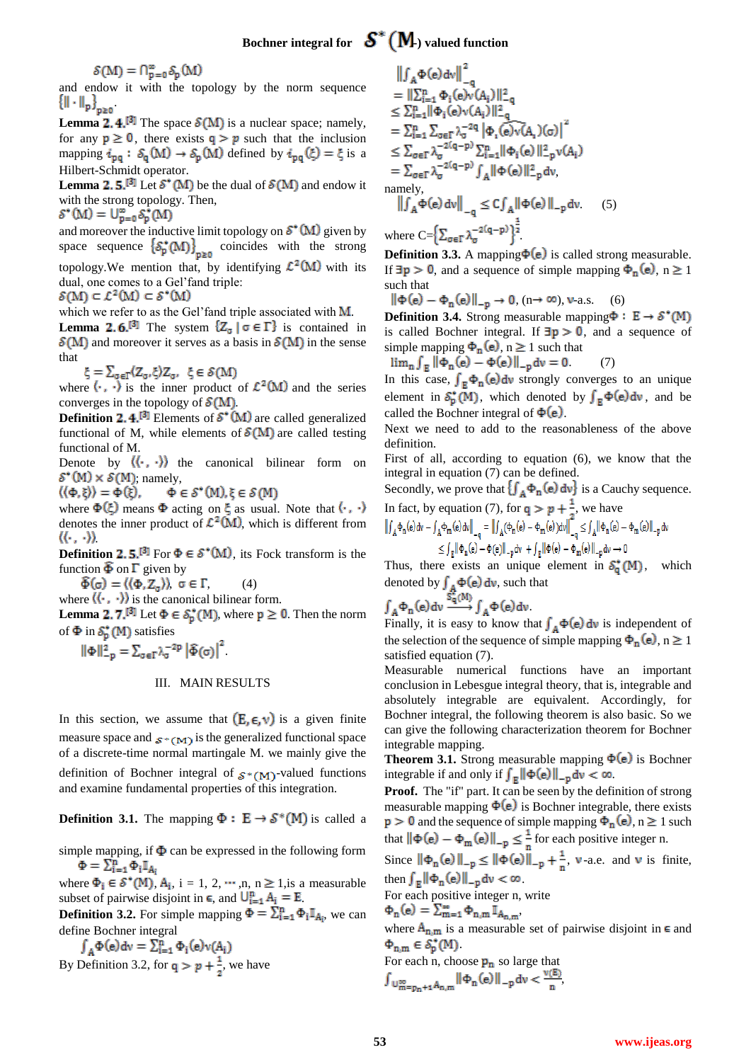$$\mathcal{S}(M) = \cap_{p=0}^{\infty} \mathcal{S}_p(M)$$

and endow it with the topology by the norm sequence $\{\|\cdot\|_p\}_{p\geq 0}$.

**Lemma 2.4.**[3] The space $\mathcal{S}(M)$ is a nuclear space; namely, for any $p \geq 0$, there exists $q > p$ such that the inclusion mapping $i_{pq} : \mathcal{S}_q(M) \to \mathcal{S}_p(M)$ defined by $i_{pq}(\xi) = \xi$ is a Hilbert-Schmidt operator.

**Lemma 2.5.**[3] Let $\mathcal{S}^*(M)$ be the dual of $\mathcal{S}(M)$ and endow it with the strong topology. Then,

$$\mathcal{S}^*(M) = \cup_{p=0}^{\infty} \mathcal{S}_p^*(M)$$

and moreover the inductive limit topology on $\mathcal{S}^*(M)$ given by space sequence $\{\mathcal{S}_p^*(M)\}_{p\geq 0}$ coincides with the strong topology. We mention that, by identifying $\mathcal{L}^2(M)$ with its dual, one comes to a Gel'fand triple:

$$\mathcal{S}(M) \subset \mathcal{L}^2(M) \subset \mathcal{S}^*(M)$$

which we refer to as the Gel'fand triple associated with M.

**Lemma 2.6.**[3] The system $\{Z_\sigma \mid \sigma \in \Gamma\}$ is contained in $\mathcal{S}(M)$ and moreover it serves as a basis in $\mathcal{S}(M)$ in the sense that

$$\xi = \sum_{\sigma\in\Gamma} \langle Z_\sigma, \xi\rangle Z_\sigma, \quad \xi \in \mathcal{S}(M)$$

where $\langle\cdot,\cdot\rangle$ is the inner product of $\mathcal{L}^2(M)$ and the series converges in the topology of $\mathcal{S}(M)$.

**Definition 2.4.**[3] Elements of $\mathcal{S}^*(M)$ are called generalized functional of M, while elements of $\mathcal{S}(M)$ are called testing functional of M.

Denote by $\langle\langle\cdot,\cdot\rangle\rangle$ the canonical bilinear form on $\mathcal{S}^*(M) \times \mathcal{S}(M)$; namely,

$$\langle\langle \Phi, \xi\rangle\rangle = \Phi(\xi), \qquad \Phi \in \mathcal{S}^*(M), \xi \in \mathcal{S}(M)$$

where $\Phi(\xi)$ means $\Phi$ acting on $\xi$ as usual. Note that $\langle\cdot,\cdot\rangle$ denotes the inner product of $\mathcal{L}^2(M)$, which is different from $\langle\langle\cdot,\cdot\rangle\rangle$.

**Definition 2.5.**[3] For $\Phi \in \mathcal{S}^*(M)$, its Fock transform is the function $\hat{\Phi}$ on $\Gamma$ given by

$$\hat{\Phi}(\sigma) = \langle\langle \Phi, Z_\sigma\rangle\rangle, \quad \sigma \in \Gamma, \qquad (4)$$

where $\langle\langle\cdot,\cdot\rangle\rangle$ is the canonical bilinear form.

**Lemma 2.7.**[3] Let $\Phi \in \mathcal{S}_p^*(M)$, where $p \geq 0$. Then the norm of $\Phi$ in $\mathcal{S}_p^*(M)$ satisfies

$$\|\Phi\|_{-p}^2 = \sum_{\sigma\in\Gamma} \lambda_\sigma^{-2p} \left|\hat{\Phi}(\sigma)\right|^2.$$

## III. MAIN RESULTS

In this section, we assume that $(E, \epsilon, v)$ is a given finite measure space and $\mathcal{S}^*(M)$ is the generalized functional space of a discrete-time normal martingale M. we mainly give the definition of Bochner integral of $\mathcal{S}^*(M)$-valued functions and examine fundamental properties of this integration.

**Definition 3.1.** The mapping $\Phi : E \to \mathcal{S}^*(M)$ is called a simple mapping, if $\Phi$ can be expressed in the following form

$$\Phi = \sum_{i=1}^{n} \Phi_i \mathbb{I}_{A_i}$$

where $\Phi_i \in \mathcal{S}^*(M)$, $A_i$, i = 1, 2, ⋯ ,n, $n \geq 1$, is a measurable subset of pairwise disjoint in $\epsilon$, and $\bigcup_{i=1}^{n} A_i = E$.

**Definition 3.2.** For simple mapping $\Phi = \sum_{i=1}^{n} \Phi_i \mathbb{I}_{A_i}$, we can define Bochner integral

$$\int_A \Phi(e)dv = \sum_{i=1}^{n} \Phi_i(e) v(A_i)$$

By Definition 3.2, for $q > p + \frac{1}{2}$, we have

$$\begin{aligned}
&\left\|\int_A \Phi(e)dv\right\|_{-q}^2 \\
&= \left\|\sum_{i=1}^{n} \Phi_i(e)v(A_i)\right\|_{-q}^2 \\
&\leq \sum_{i=1}^{n} \|\Phi_i(e)v(A_i)\|_{-q}^2 \\
&= \sum_{i=1}^{n} \sum_{\sigma\in\Gamma} \lambda_\sigma^{-2q} \left|\Phi_i\widehat{(e)v}(A_i)(\sigma)\right|^2 \\
&\leq \sum_{\sigma\in\Gamma} \lambda_\sigma^{-2(q-p)} \sum_{i=1}^{n} \|\Phi_i(e)\|_{-p}^2 v(A_i) \\
&= \sum_{\sigma\in\Gamma} \lambda_\sigma^{-2(q-p)} \int_A \|\Phi(e)\|_{-p}^2 dv,
\end{aligned}$$

namely,

$$\left\|\int_A \Phi(e)\,dv\right\|_{-q} \leq C \int_A \|\Phi(e)\|_{-p} dv. \qquad (5)$$

where $C = \left\{\sum_{\sigma\in\Gamma} \lambda_\sigma^{-2(q-p)}\right\}^{\frac{1}{2}}$.

**Definition 3.3.** A mapping $\Phi(e)$ is called strong measurable. If $\exists p > 0$, and a sequence of simple mapping $\Phi_n(e)$, $n \geq 1$ such that

$$\|\Phi(e) - \Phi_n(e)\|_{-p} \to 0, \ (n \to \infty), \ v\text{-a.s.} \qquad (6)$$

**Definition 3.4.** Strong measurable mapping $\Phi : E \to \mathcal{S}^*(M)$ is called Bochner integral. If $\exists p > 0$, and a sequence of simple mapping $\Phi_n(e)$, $n \geq 1$ such that

$$\lim_n \int_E \|\Phi_n(e) - \Phi(e)\|_{-p} dv = 0. \qquad (7)$$

In this case, $\int_E \Phi_n(e)dv$ strongly converges to an unique element in $\mathcal{S}_p^*(M)$, which denoted by $\int_E \Phi(e)dv$, and be called the Bochner integral of $\Phi(e)$.

Next we need to add to the reasonableness of the above definition.

First of all, according to equation (6), we know that the integral in equation (7) can be defined.

Secondly, we prove that $\{\int_A \Phi_n(e)\,dv\}$ is a Cauchy sequence.

In fact, by equation (7), for $q > p + \frac{1}{2}$, we have

$$\begin{aligned}
\left\|\int_A \Phi_n(e)dv - \int_A \Phi_m(e)dv\right\|_{-q} &= \left\|\int_A (\Phi_n(e) - \Phi_m(e))dv\right\|_{-q} \leq \int_A \|\Phi_n(e) - \Phi_m(e)\|_{-p} dv \\
&\leq \int_E \|\Phi_n(e) - \Phi(e)\|_{-p} dv + \int_E \|\Phi(e) - \Phi_m(e)\|_{-p} dv \to 0
\end{aligned}$$

Thus, there exists an unique element in $\mathcal{S}_q^*(M)$, which denoted by $\int_A \Phi(e)\,dv$, such that

$$\int_A \Phi_n(e)dv \xrightarrow{\mathcal{S}_q^*(M)} \int_A \Phi(e)dv.$$

Finally, it is easy to know that $\int_A \Phi(e)\,dv$ is independent of the selection of the sequence of simple mapping $\Phi_n(e)$, $n \geq 1$ satisfied equation (7).

Measurable numerical functions have an important conclusion in Lebesgue integral theory, that is, integrable and absolutely integrable are equivalent. Accordingly, for Bochner integral, the following theorem is also basic. So we can give the following characterization theorem for Bochner integrable mapping.

**Theorem 3.1.** Strong measurable mapping $\Phi(e)$ is Bochner integrable if and only if $\int_E \|\Phi(e)\|_{-p} dv < \infty$.

**Proof.** The "if" part. It can be seen by the definition of strong measurable mapping $\Phi(e)$ is Bochner integrable, there exists $p > 0$ and the sequence of simple mapping $\Phi_n(e)$, $n \geq 1$ such that $\|\Phi(e) - \Phi_n(e)\|_{-p} \leq \frac{1}{n}$ for each positive integer n.

Since $\|\Phi_n(e)\|_{-p} \leq \|\Phi(e)\|_{-p} + \frac{1}{n}$, $v$-a.e. and $v$ is finite, then $\int_E \|\Phi_n(e)\|_{-p} dv < \infty$.

For each positive integer n, write

$$\Phi_n(e) = \sum_{m=1}^{\infty} \Phi_{n,m} \mathbb{I}_{A_{n,m}},$$

where $A_{n,m}$ is a measurable set of pairwise disjoint in $\epsilon$ and $\Phi_{n,m} \in \mathcal{S}_p^*(M)$.

For each n, choose $p_n$ so large that

$$\int_{\bigcup_{m=p_n+1}^{\infty} A_{n,m}} \|\Phi_n(e)\|_{-p} dv < \frac{v(E)}{n},$$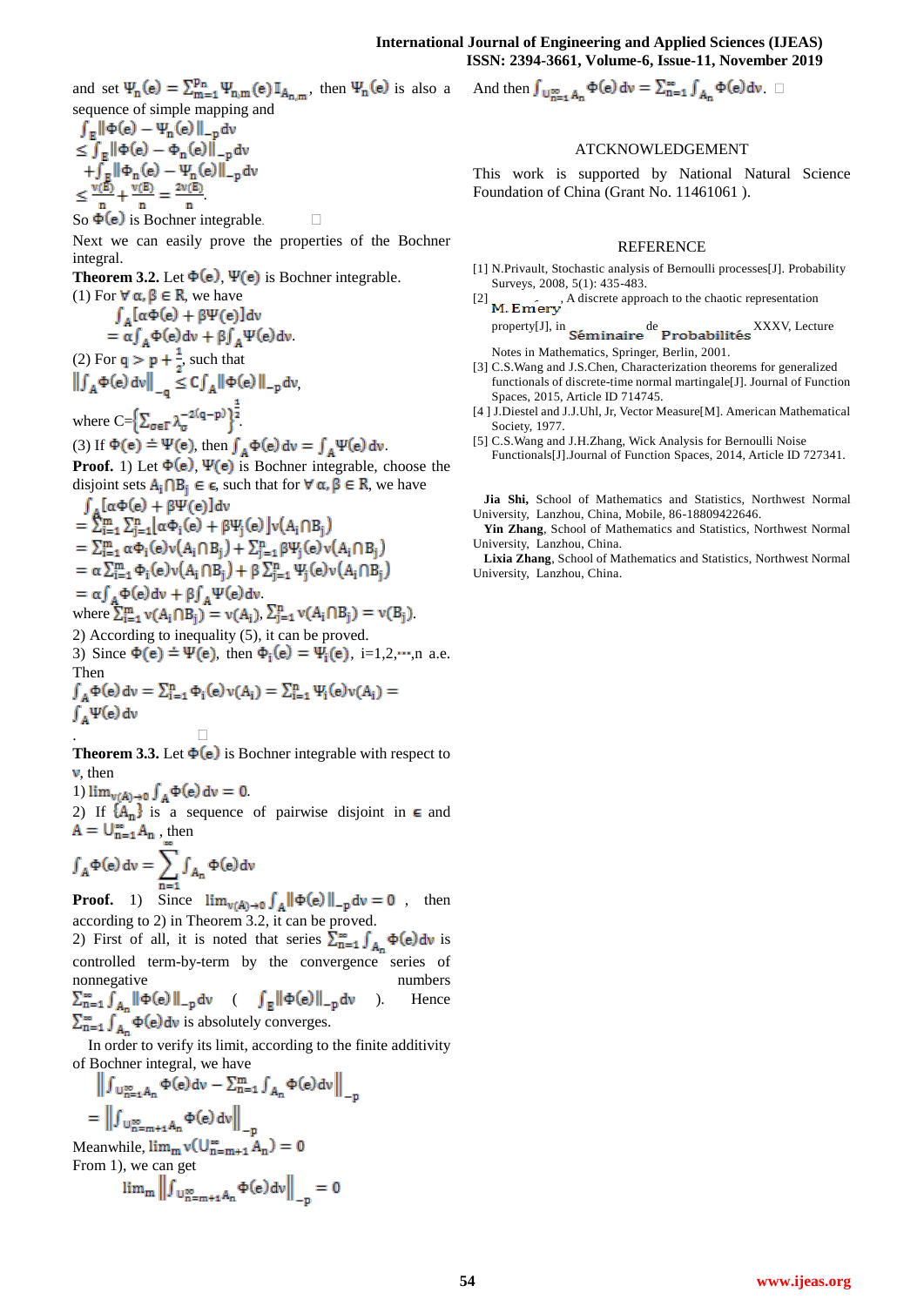and set $\Psi_n(e) = \sum_{m=1}^{p_n} \Psi_{n,m}(e) I_{A_{n,m}}$, then $\Psi_n(e)$ is also a sequence of simple mapping and

$$\int_E \|\Phi(e) - \Psi_n(e)\|_{-p} dv$$
$$\leq \int_E \|\Phi(e) - \Phi_n(e)\|_{-p} dv$$
$$+ \int_E \|\Phi_n(e) - \Psi_n(e)\|_{-p} dv$$
$$\leq \frac{v(E)}{n} + \frac{v(E)}{n} = \frac{2v(E)}{n}$$

So $\Phi(e)$ is Bochner integrable. □

Next we can easily prove the properties of the Bochner integral.

**Theorem 3.2.** Let $\Phi(e)$, $\Psi(e)$ is Bochner integrable.

(1) For $\forall\, \alpha, \beta \in R$, we have

$$\int_A [\alpha\Phi(e) + \beta\Psi(e)] dv$$
$$= \alpha\int_A \Phi(e) dv + \beta\int_A \Psi(e) dv.$$

(2) For $q > p + \frac{1}{2}$, such that

$$\left\|\int_A \Phi(e)\, dv\right\|_{-q} \leq C\int_A \|\Phi(e)\|_{-p} dv,$$

where $C = \left\{\sum_{\sigma\in\Gamma} \lambda_\sigma^{-2(q-p)}\right\}^{\frac{1}{2}}$.

(3) If $\Phi(e) \doteq \Psi(e)$, then $\int_A \Phi(e)\, dv = \int_A \Psi(e)\, dv$.

**Proof.** 1) Let $\Phi(e)$, $\Psi(e)$ is Bochner integrable, choose the disjoint sets $A_i \cap B_j \in \epsilon$, such that for $\forall\, \alpha, \beta \in R$, we have

$$\int_A [\alpha\Phi(e) + \beta\Psi(e)] dv$$
$$= \sum_{i=1}^{m} \sum_{j=1}^{n} [\alpha\Phi_i(e) + \beta\Psi_j(e)]\, v(A_i \cap B_j)$$
$$= \sum_{i=1}^{m} \alpha\Phi_i(e) v(A_i \cap B_j) + \sum_{j=1}^{n} \beta\Psi_j(e) v(A_i \cap B_j)$$
$$= \alpha\sum_{i=1}^{m} \Phi_i(e) v(A_i \cap B_j) + \beta\sum_{j=1}^{n} \Psi_j(e) v(A_i \cap B_j)$$
$$= \alpha\int_A \Phi(e) dv + \beta\int_A \Psi(e) dv.$$

where $\sum_{i=1}^{m} v(A_i \cap B_j) = v(A_i)$, $\sum_{j=1}^{n} v(A_i \cap B_j) = v(B_j)$.

2) According to inequality (5), it can be proved.

3) Since $\Phi(e) \doteq \Psi(e)$, then $\Phi_i(e) = \Psi_i(e)$, i=1,2,⋯,n a.e.

Then

$$\int_A \Phi(e)\, dv = \sum_{i=1}^{n} \Phi_i(e) v(A_i) = \sum_{i=1}^{n} \Psi_i(e) v(A_i) = \int_A \Psi(e)\, dv$$

. □

**Theorem 3.3.** Let $\Phi(e)$ is Bochner integrable with respect to $v$, then

1) $\lim_{v(A)\to 0} \int_A \Phi(e)\, dv = 0$.

2) If $\{A_n\}$ is a sequence of pairwise disjoint in $\epsilon$ and $A = \bigcup_{n=1}^{\infty} A_n$, then

$$\int_A \Phi(e) dv = \sum_{n=1}^{\infty} \int_{A_n} \Phi(e) dv$$

**Proof.** 1) Since $\lim_{v(A)\to 0} \int_A \|\Phi(e)\|_{-p} dv = 0$, then according to 2) in Theorem 3.2, it can be proved.

2) First of all, it is noted that series $\sum_{n=1}^{\infty} \int_{A_n} \Phi(e) dv$ is controlled term-by-term by the convergence series of nonnegative numbers $\sum_{n=1}^{\infty} \int_{A_n} \|\Phi(e)\|_{-p} dv$ ( $\int_E \|\Phi(e)\|_{-p} dv$ ). Hence $\sum_{n=1}^{\infty} \int_{A_n} \Phi(e) dv$ is absolutely converges.

In order to verify its limit, according to the finite additivity of Bochner integral, we have

$$\left\|\int_{\bigcup_{n=1}^{\infty} A_n} \Phi(e) dv - \sum_{n=1}^{m} \int_{A_n} \Phi(e) dv\right\|_{-p}$$
$$= \left\|\int_{\bigcup_{n=m+1}^{\infty} A_n} \Phi(e)\, dv\right\|_{-p}$$

Meanwhile, $\lim_m v\left(\bigcup_{n=m+1}^{\infty} A_n\right) = 0$

From 1), we can get

$$\lim_m \left\|\int_{\bigcup_{n=m+1}^{\infty} A_n} \Phi(e) dv\right\|_{-p} = 0$$

And then $\int_{\bigcup_{n=1}^{\infty} A_n} \Phi(e)\, dv = \sum_{n=1}^{\infty} \int_{A_n} \Phi(e) dv$. □

## ATCKNOWLEDGEMENT

This work is supported by National Natural Science Foundation of China (Grant No. 11461061 ).

## REFERENCE

[1] N.Privault, Stochastic analysis of Bernoulli processes[J]. Probability Surveys, 2008, 5(1): 435-483.

[2] M. Emery, A discrete approach to the chaotic representation property[J], in Séminaire de Probabilités XXXV, Lecture Notes in Mathematics, Springer, Berlin, 2001.

[3] C.S.Wang and J.S.Chen, Characterization theorems for generalized functionals of discrete-time normal martingale[J]. Journal of Function Spaces, 2015, Article ID 714745.

[4 ] J.Diestel and J.J.Uhl, Jr, Vector Measure[M]. American Mathematical Society, 1977.

[5] C.S.Wang and J.H.Zhang, Wick Analysis for Bernoulli Noise Functionals[J].Journal of Function Spaces, 2014, Article ID 727341.

**Jia Shi,** School of Mathematics and Statistics, Northwest Normal University, Lanzhou, China, Mobile, 86-18809422646.

**Yin Zhang**, School of Mathematics and Statistics, Northwest Normal University, Lanzhou, China.

**Lixia Zhang**, School of Mathematics and Statistics, Northwest Normal University, Lanzhou, China.